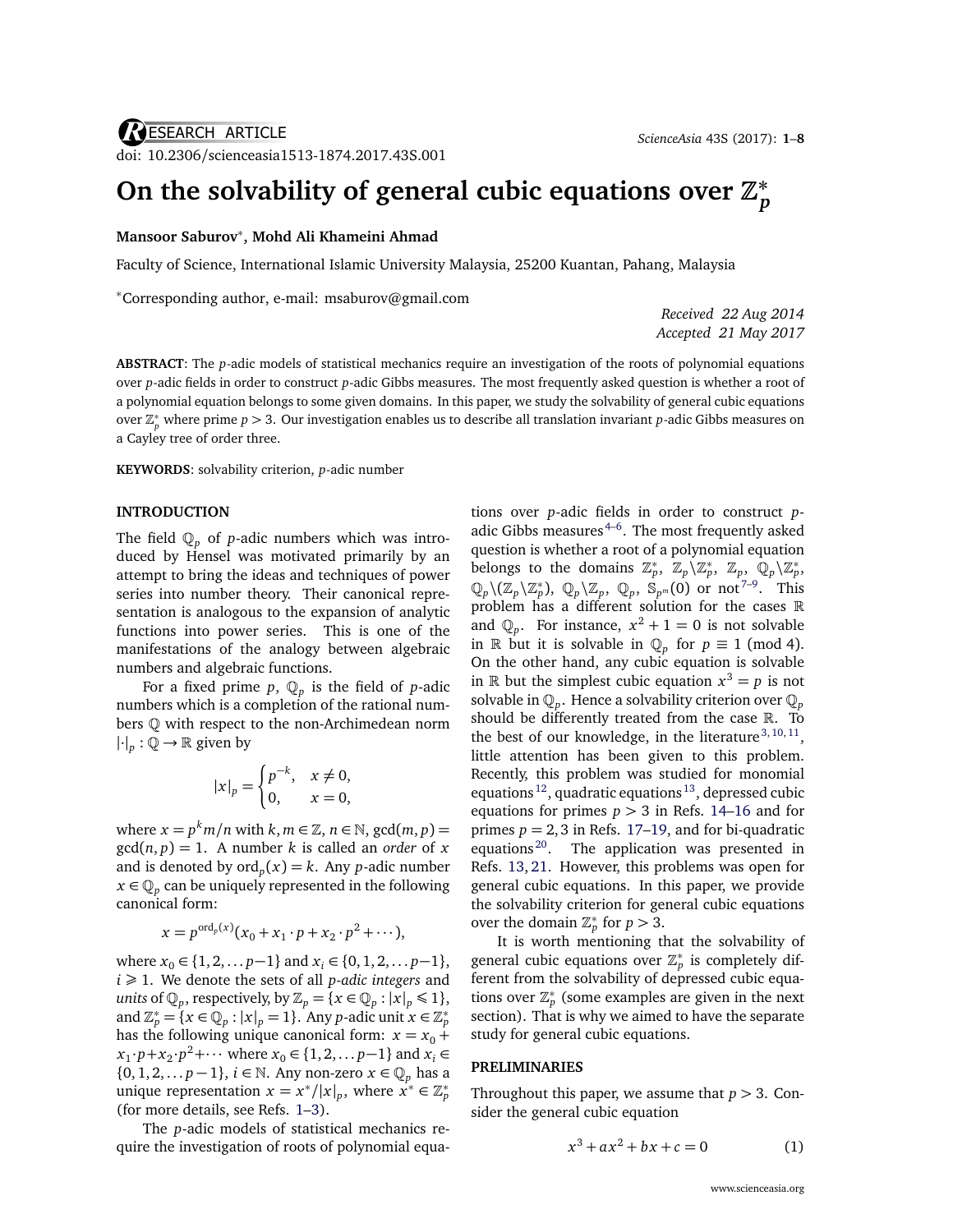RESEARCH ARTICLE

doi: 10.2306/scienceasia1513-1874.2017.43S.001

# On the solvability of general cubic equations over $\mathbb{Z}_p^*$

**Mansoor Saburov***, **Mohd Ali Khameini Ahmad**

Faculty of Science, International Islamic University Malaysia, 25200 Kuantan, Pahang, Malaysia

*Corresponding author, e-mail: msaburov@gmail.com

*Received 22 Aug 2014*
*Accepted 21 May 2017*

**ABSTRACT**: The $p$-adic models of statistical mechanics require an investigation of the roots of polynomial equations over $p$-adic fields in order to construct $p$-adic Gibbs measures. The most frequently asked question is whether a root of a polynomial equation belongs to some given domains. In this paper, we study the solvability of general cubic equations over $\mathbb{Z}_p^*$ where prime $p > 3$. Our investigation enables us to describe all translation invariant $p$-adic Gibbs measures on a Cayley tree of order three.

**KEYWORDS**: solvability criterion, $p$-adic number

## INTRODUCTION

The field $\mathbb{Q}_p$ of $p$-adic numbers which was introduced by Hensel was motivated primarily by an attempt to bring the ideas and techniques of power series into number theory. Their canonical representation is analogous to the expansion of analytic functions into power series. This is one of the manifestations of the analogy between algebraic numbers and algebraic functions.

For a fixed prime $p$, $\mathbb{Q}_p$ is the field of $p$-adic numbers which is a completion of the rational numbers $\mathbb{Q}$ with respect to the non-Archimedean norm $|\cdot|_p : \mathbb{Q} \to \mathbb{R}$ given by

$$|x|_p = \begin{cases} p^{-k}, & x \neq 0, \\ 0, & x = 0, \end{cases}$$

where $x = p^k m/n$ with $k, m \in \mathbb{Z}$, $n \in \mathbb{N}$, $\gcd(m, p) = \gcd(n, p) = 1$. A number $k$ is called an *order* of $x$ and is denoted by $\mathrm{ord}_p(x) = k$. Any $p$-adic number $x \in \mathbb{Q}_p$ can be uniquely represented in the following canonical form:

$$x = p^{\mathrm{ord}_p(x)}(x_0 + x_1 \cdot p + x_2 \cdot p^2 + \cdots),$$

where $x_0 \in \{1, 2, \ldots p-1\}$ and $x_i \in \{0, 1, 2, \ldots p-1\}$, $i \geqslant 1$. We denote the sets of all *p-adic integers* and *units* of $\mathbb{Q}_p$, respectively, by $\mathbb{Z}_p = \{x \in \mathbb{Q}_p : |x|_p \leqslant 1\}$, and $\mathbb{Z}_p^* = \{x \in \mathbb{Q}_p : |x|_p = 1\}$. Any $p$-adic unit $x \in \mathbb{Z}_p^*$ has the following unique canonical form: $x = x_0 + x_1 \cdot p + x_2 \cdot p^2 + \cdots$ where $x_0 \in \{1, 2, \ldots p-1\}$ and $x_i \in \{0, 1, 2, \ldots p-1\}$, $i \in \mathbb{N}$. Any non-zero $x \in \mathbb{Q}_p$ has a unique representation $x = x^*/|x|_p$, where $x^* \in \mathbb{Z}_p^*$ (for more details, see Refs. [1–3]).

The $p$-adic models of statistical mechanics require the investigation of roots of polynomial equations over $p$-adic fields in order to construct $p$-adic Gibbs measures[4–6]. The most frequently asked question is whether a root of a polynomial equation belongs to the domains $\mathbb{Z}_p^*$, $\mathbb{Z}_p \backslash \mathbb{Z}_p^*$, $\mathbb{Z}_p$, $\mathbb{Q}_p \backslash \mathbb{Z}_p^*$, $\mathbb{Q}_p \backslash (\mathbb{Z}_p \backslash \mathbb{Z}_p^*)$, $\mathbb{Q}_p \backslash \mathbb{Z}_p$, $\mathbb{Q}_p$, $\mathbb{S}_{p^m}(0)$ or not[7–9]. This problem has a different solution for the cases $\mathbb{R}$ and $\mathbb{Q}_p$. For instance, $x^2 + 1 = 0$ is not solvable in $\mathbb{R}$ but it is solvable in $\mathbb{Q}_p$ for $p \equiv 1 \pmod 4$. On the other hand, any cubic equation is solvable in $\mathbb{R}$ but the simplest cubic equation $x^3 = p$ is not solvable in $\mathbb{Q}_p$. Hence a solvability criterion over $\mathbb{Q}_p$ should be differently treated from the case $\mathbb{R}$. To the best of our knowledge, in the literature[3,10,11], little attention has been given to this problem. Recently, this problem was studied for monomial equations[12], quadratic equations[13], depressed cubic equations for primes $p > 3$ in Refs. 14–16 and for primes $p = 2, 3$ in Refs. 17–19, and for bi-quadratic equations[20]. The application was presented in Refs. 13, 21. However, this problems was open for general cubic equations. In this paper, we provide the solvability criterion for general cubic equations over the domain $\mathbb{Z}_p^*$ for $p > 3$.

It is worth mentioning that the solvability of general cubic equations over $\mathbb{Z}_p^*$ is completely different from the solvability of depressed cubic equations over $\mathbb{Z}_p^*$ (some examples are given in the next section). That is why we aimed to have the separate study for general cubic equations.

## PRELIMINARIES

Throughout this paper, we assume that $p > 3$. Consider the general cubic equation

$$x^3 + ax^2 + bx + c = 0 \tag{1}$$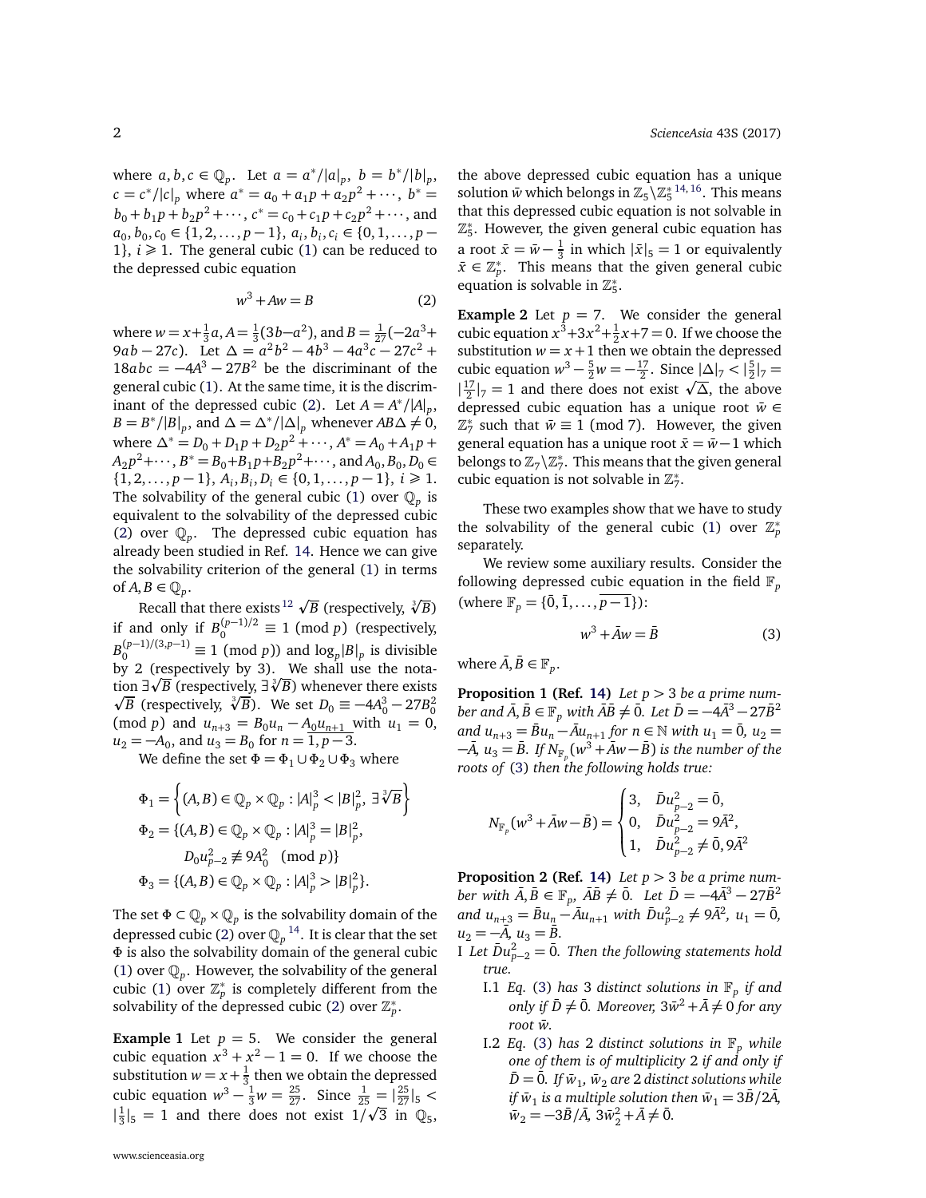where $a, b, c \in \mathbb{Q}_p$. Let $a = a^*/|a|_p$, $b = b^*/|b|_p$, $c = c^*/|c|_p$ where $a^* = a_0 + a_1 p + a_2 p^2 + \cdots$, $b^* = b_0 + b_1 p + b_2 p^2 + \cdots$, $c^* = c_0 + c_1 p + c_2 p^2 + \cdots$, and $a_0, b_0, c_0 \in \{1, 2, \ldots, p-1\}$, $a_i, b_i, c_i \in \{0, 1, \ldots, p-1\}$, $i \geqslant 1$. The general cubic (1) can be reduced to the depressed cubic equation

$$w^3 + Aw = B \tag{2}$$

where $w = x + \frac{1}{3}a$, $A = \frac{1}{3}(3b - a^2)$, and $B = \frac{1}{27}(-2a^3 + 9ab - 27c)$. Let $\Delta = a^2b^2 - 4b^3 - 4a^3c - 27c^2 + 18abc = -4A^3 - 27B^2$ be the discriminant of the general cubic (1). At the same time, it is the discriminant of the depressed cubic (2). Let $A = A^*/|A|_p$, $B = B^*/|B|_p$, and $\Delta = \Delta^*/|\Delta|_p$ whenever $AB\Delta \neq 0$, where $\Delta^* = D_0 + D_1 p + D_2 p^2 + \cdots$, $A^* = A_0 + A_1 p + A_2 p^2 + \cdots$, $B^* = B_0 + B_1 p + B_2 p^2 + \cdots$, and $A_0, B_0, D_0 \in \{1, 2, \ldots, p-1\}$, $A_i, B_i, D_i \in \{0, 1, \ldots, p-1\}$, $i \geqslant 1$. The solvability of the general cubic (1) over $\mathbb{Q}_p$ is equivalent to the solvability of the depressed cubic (2) over $\mathbb{Q}_p$. The depressed cubic equation has already been studied in Ref. 14. Hence we can give the solvability criterion of the general (1) in terms of $A, B \in \mathbb{Q}_p$.

Recall that there exists[12] $\sqrt{B}$ (respectively, $\sqrt[3]{B}$) if and only if $B_0^{(p-1)/2} \equiv 1 \pmod p$ (respectively, $B_0^{(p-1)/(3,p-1)} \equiv 1 \pmod p$) and $\log_p |B|_p$ is divisible by 2 (respectively by 3). We shall use the notation $\exists \sqrt{B}$ (respectively, $\exists \sqrt[3]{B}$) whenever there exists $\sqrt{B}$ (respectively, $\sqrt[3]{B}$). We set $D_0 \equiv -4A_0^3 - 27B_0^2 \pmod p$ and $u_{n+3} = B_0 u_n - A_0 u_{n+1}$ with $u_1 = 0$, $u_2 = -A_0$, and $u_3 = B_0$ for $n = \overline{1, p-3}$.

We define the set $\Phi = \Phi_1 \cup \Phi_2 \cup \Phi_3$ where

$$\Phi_1 = \left\{ (A, B) \in \mathbb{Q}_p \times \mathbb{Q}_p : |A|_p^3 < |B|_p^2,\ \exists \sqrt[3]{B} \right\}$$

$$\Phi_2 = \{(A, B) \in \mathbb{Q}_p \times \mathbb{Q}_p : |A|_p^3 = |B|_p^2,\ D_0 u_{p-2}^2 \not\equiv 9A_0^2 \pmod p\}$$

$$\Phi_3 = \{(A, B) \in \mathbb{Q}_p \times \mathbb{Q}_p : |A|_p^3 > |B|_p^2\}.$$

The set $\Phi \subset \mathbb{Q}_p \times \mathbb{Q}_p$ is the solvability domain of the depressed cubic (2) over $\mathbb{Q}_p$[14]. It is clear that the set $\Phi$ is also the solvability domain of the general cubic (1) over $\mathbb{Q}_p$. However, the solvability of the general cubic (1) over $\mathbb{Z}_p^*$ is completely different from the solvability of the depressed cubic (2) over $\mathbb{Z}_p^*$.

**Example 1** Let $p = 5$. We consider the general cubic equation $x^3 + x^2 - 1 = 0$. If we choose the substitution $w = x + \frac{1}{3}$ then we obtain the depressed cubic equation $w^3 - \frac{1}{3}w = \frac{25}{27}$. Since $\frac{1}{25} = |\frac{25}{27}|_5 < |\frac{1}{3}|_5 = 1$ and there does not exist $1/\sqrt{3}$ in $\mathbb{Q}_5$, the above depressed cubic equation has a unique solution $\bar{w}$ which belongs in $\mathbb{Z}_5 \setminus \mathbb{Z}_5^*$[14,16]. This means that this depressed cubic equation is not solvable in $\mathbb{Z}_5^*$. However, the given general cubic equation has a root $\bar{x} = \bar{w} - \frac{1}{3}$ in which $|\bar{x}|_5 = 1$ or equivalently $\bar{x} \in \mathbb{Z}_p^*$. This means that the given general cubic equation is solvable in $\mathbb{Z}_5^*$.

**Example 2** Let $p = 7$. We consider the general cubic equation $x^3 + 3x^2 + \frac{1}{2}x + 7 = 0$. If we choose the substitution $w = x + 1$ then we obtain the depressed cubic equation $w^3 - \frac{5}{2}w = -\frac{17}{2}$. Since $|\Delta|_7 < |\frac{5}{2}|_7 = |\frac{17}{2}|_7 = 1$ and there does not exist $\sqrt{\Delta}$, the above depressed cubic equation has a unique root $\bar{w} \in \mathbb{Z}_7^*$ such that $\bar{w} \equiv 1 \pmod 7$. However, the given general equation has a unique root $\bar{x} = \bar{w} - 1$ which belongs to $\mathbb{Z}_7 \setminus \mathbb{Z}_7^*$. This means that the given general cubic equation is not solvable in $\mathbb{Z}_7^*$.

These two examples show that we have to study the solvability of the general cubic (1) over $\mathbb{Z}_p^*$ separately.

We review some auxiliary results. Consider the following depressed cubic equation in the field $\mathbb{F}_p$ (where $\mathbb{F}_p = \{\bar{0}, \bar{1}, \ldots, \overline{p-1}\}$):

$$w^3 + \bar{A}w = \bar{B} \tag{3}$$

where $\bar{A}, \bar{B} \in \mathbb{F}_p$.

**Proposition 1 (Ref. 14)** *Let $p > 3$ be a prime number and $\bar{A}, \bar{B} \in \mathbb{F}_p$ with $\bar{A}\bar{B} \neq \bar{0}$. Let $\bar{D} = -4\bar{A}^3 - 27\bar{B}^2$ and $u_{n+3} = \bar{B}u_n - \bar{A}u_{n+1}$ for $n \in \mathbb{N}$ with $u_1 = \bar{0}$, $u_2 = -\bar{A}$, $u_3 = \bar{B}$. If $N_{\mathbb{F}_p}(w^3 + \bar{A}w - \bar{B})$ is the number of the roots of (3) then the following holds true:*

$$N_{\mathbb{F}_p}(w^3 + \bar{A}w - \bar{B}) = \begin{cases} 3, & \bar{D}u_{p-2}^2 = \bar{0}, \\ 0, & \bar{D}u_{p-2}^2 = 9\bar{A}^2, \\ 1, & \bar{D}u_{p-2}^2 \neq \bar{0}, 9\bar{A}^2 \end{cases}$$

**Proposition 2 (Ref. 14)** *Let $p > 3$ be a prime number with $\bar{A}, \bar{B} \in \mathbb{F}_p$, $\bar{A}\bar{B} \neq \bar{0}$. Let $\bar{D} = -4\bar{A}^3 - 27\bar{B}^2$ and $u_{n+3} = \bar{B}u_n - \bar{A}u_{n+1}$ with $\bar{D}u_{p-2}^2 \neq 9\bar{A}^2$, $u_1 = \bar{0}$, $u_2 = -\bar{A}$, $u_3 = \bar{B}$.*

I *Let $\bar{D}u_{p-2}^2 = \bar{0}$. Then the following statements hold true.*
  - I.1 *Eq. (3) has 3 distinct solutions in $\mathbb{F}_p$ if and only if $\bar{D} \neq \bar{0}$. Moreover, $3\bar{w}^2 + \bar{A} \neq 0$ for any root $\bar{w}$.*
  - I.2 *Eq. (3) has 2 distinct solutions in $\mathbb{F}_p$ while one of them is of multiplicity 2 if and only if $\bar{D} = \bar{0}$. If $\bar{w}_1$, $\bar{w}_2$ are 2 distinct solutions while if $\bar{w}_1$ is a multiple solution then $\bar{w}_1 = 3\bar{B}/2\bar{A}$, $\bar{w}_2 = -3\bar{B}/\bar{A}$, $3\bar{w}_2^2 + \bar{A} \neq \bar{0}$.*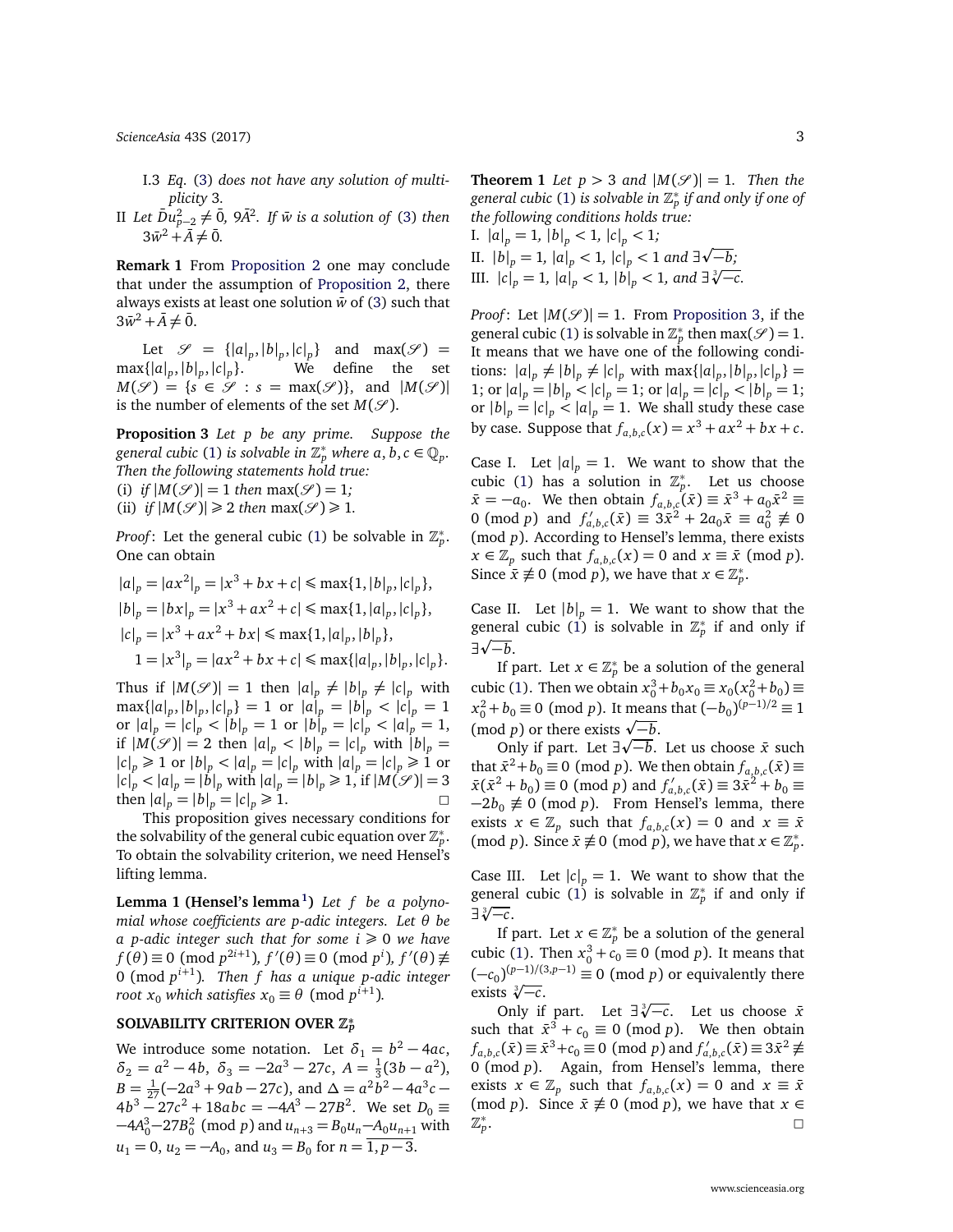I.3 *Eq.* (3) *does not have any solution of multiplicity* 3.

II *Let* $\bar{D}u_{p-2}^2 \neq \bar{0}$, $9\bar{A}^2$. *If* $\bar{w}$ *is a solution of* (3) *then* $3\bar{w}^2 + \bar{A} \neq \bar{0}$.

**Remark 1** From Proposition 2 one may conclude that under the assumption of Proposition 2, there always exists at least one solution $\bar{w}$ of (3) such that $3\bar{w}^2 + \bar{A} \neq \bar{0}$.

Let $\mathscr{S} = \{|a|_p, |b|_p, |c|_p\}$ and $\max(\mathscr{S}) = \max\{|a|_p, |b|_p, |c|_p\}$. We define the set $M(\mathscr{S}) = \{s \in \mathscr{S} : s = \max(\mathscr{S})\}$, and $|M(\mathscr{S})|$ is the number of elements of the set $M(\mathscr{S})$.

**Proposition 3** *Let* $p$ *be any prime. Suppose the general cubic* (1) *is solvable in* $\mathbb{Z}_p^*$ *where* $a, b, c \in \mathbb{Q}_p$. *Then the following statements hold true:*
(i) *if* $|M(\mathscr{S})| = 1$ *then* $\max(\mathscr{S}) = 1$;
(ii) *if* $|M(\mathscr{S})| \geqslant 2$ *then* $\max(\mathscr{S}) \geqslant 1$.

*Proof*: Let the general cubic (1) be solvable in $\mathbb{Z}_p^*$. One can obtain

$$|a|_p = |ax^2|_p = |x^3 + bx + c| \leqslant \max\{1, |b|_p, |c|_p\},$$
$$|b|_p = |bx|_p = |x^3 + ax^2 + c| \leqslant \max\{1, |a|_p, |c|_p\},$$
$$|c|_p = |x^3 + ax^2 + bx| \leqslant \max\{1, |a|_p, |b|_p\},$$
$$1 = |x^3|_p = |ax^2 + bx + c| \leqslant \max\{|a|_p, |b|_p, |c|_p\}.$$

Thus if $|M(\mathscr{S})| = 1$ then $|a|_p \neq |b|_p \neq |c|_p$ with $\max\{|a|_p, |b|_p, |c|_p\} = 1$ or $|a|_p = |b|_p < |c|_p = 1$ or $|a|_p = |c|_p < |b|_p = 1$ or $|b|_p = |c|_p < |a|_p = 1$, if $|M(\mathscr{S})| = 2$ then $|a|_p < |b|_p = |c|_p$ with $|b|_p = |c|_p \geqslant 1$ or $|b|_p < |a|_p = |c|_p$ with $|a|_p = |c|_p \geqslant 1$ or $|c|_p < |a|_p = |b|_p$ with $|a|_p = |b|_p \geqslant 1$, if $|M(\mathscr{S})| = 3$ then $|a|_p = |b|_p = |c|_p \geqslant 1$. □

This proposition gives necessary conditions for the solvability of the general cubic equation over $\mathbb{Z}_p^*$. To obtain the solvability criterion, we need Hensel's lifting lemma.

**Lemma 1 (Hensel's lemma[1])** *Let* $f$ *be a polynomial whose coefficients are p-adic integers. Let* $\theta$ *be a p-adic integer such that for some* $i \geqslant 0$ *we have* $f(\theta) \equiv 0 \pmod{p^{2i+1}}$, $f'(\theta) \equiv 0 \pmod{p^i}$, $f'(\theta) \not\equiv 0 \pmod{p^{i+1}}$. *Then* $f$ *has a unique p-adic integer root* $x_0$ *which satisfies* $x_0 \equiv \theta \pmod{p^{i+1}}$.

## SOLVABILITY CRITERION OVER $\mathbb{Z}_p^*$

We introduce some notation. Let $\delta_1 = b^2 - 4ac$, $\delta_2 = a^2 - 4b$, $\delta_3 = -2a^3 - 27c$, $A = \frac{1}{3}(3b - a^2)$, $B = \frac{1}{27}(-2a^3 + 9ab - 27c)$, and $\Delta = a^2b^2 - 4a^3c - 4b^3 - 27c^2 + 18abc = -4A^3 - 27B^2$. We set $D_0 \equiv -4A_0^3 - 27B_0^2 \pmod{p}$ and $u_{n+3} = B_0 u_n - A_0 u_{n+1}$ with $u_1 = 0$, $u_2 = -A_0$, and $u_3 = B_0$ for $n = \overline{1, p-3}$.

**Theorem 1** *Let* $p > 3$ *and* $|M(\mathscr{S})| = 1$. *Then the general cubic* (1) *is solvable in* $\mathbb{Z}_p^*$ *if and only if one of the following conditions holds true:*
I. $|a|_p = 1$, $|b|_p < 1$, $|c|_p < 1$;
II. $|b|_p = 1$, $|a|_p < 1$, $|c|_p < 1$ *and* $\exists\sqrt{-b}$;
III. $|c|_p = 1$, $|a|_p < 1$, $|b|_p < 1$, *and* $\exists\sqrt[3]{-c}$.

*Proof*: Let $|M(\mathscr{S})| = 1$. From Proposition 3, if the general cubic (1) is solvable in $\mathbb{Z}_p^*$ then $\max(\mathscr{S}) = 1$. It means that we have one of the following conditions: $|a|_p \neq |b|_p \neq |c|_p$ with $\max\{|a|_p, |b|_p, |c|_p\} = 1$; or $|a|_p = |b|_p < |c|_p = 1$; or $|a|_p = |c|_p < |b|_p = 1$; or $|b|_p = |c|_p < |a|_p = 1$. We shall study these case by case. Suppose that $f_{a,b,c}(x) = x^3 + ax^2 + bx + c$.

Case I. Let $|a|_p = 1$. We want to show that the cubic (1) has a solution in $\mathbb{Z}_p^*$. Let us choose $\bar{x} = -a_0$. We then obtain $f_{a,b,c}(\bar{x}) \equiv \bar{x}^3 + a_0\bar{x}^2 \equiv 0 \pmod{p}$ and $f'_{a,b,c}(\bar{x}) \equiv 3\bar{x}^2 + 2a_0\bar{x} \equiv a_0^2 \not\equiv 0 \pmod{p}$. According to Hensel's lemma, there exists $x \in \mathbb{Z}_p$ such that $f_{a,b,c}(x) = 0$ and $x \equiv \bar{x} \pmod{p}$. Since $\bar{x} \not\equiv 0 \pmod{p}$, we have that $x \in \mathbb{Z}_p^*$.

Case II. Let $|b|_p = 1$. We want to show that the general cubic (1) is solvable in $\mathbb{Z}_p^*$ if and only if $\exists\sqrt{-b}$.

If part. Let $x \in \mathbb{Z}_p^*$ be a solution of the general cubic (1). Then we obtain $x_0^3 + b_0x_0 \equiv x_0(x_0^2 + b_0) \equiv x_0^2 + b_0 \equiv 0 \pmod{p}$. It means that $(-b_0)^{(p-1)/2} \equiv 1 \pmod{p}$ or there exists $\sqrt{-b}$.

Only if part. Let $\exists\sqrt{-b}$. Let us choose $\bar{x}$ such that $\bar{x}^2 + b_0 \equiv 0 \pmod{p}$. We then obtain $f_{a,b,c}(\bar{x}) \equiv \bar{x}(\bar{x}^2 + b_0) \equiv 0 \pmod{p}$ and $f'_{a,b,c}(\bar{x}) \equiv 3\bar{x}^2 + b_0 \equiv -2b_0 \not\equiv 0 \pmod{p}$. From Hensel's lemma, there exists $x \in \mathbb{Z}_p$ such that $f_{a,b,c}(x) = 0$ and $x \equiv \bar{x} \pmod{p}$. Since $\bar{x} \not\equiv 0 \pmod{p}$, we have that $x \in \mathbb{Z}_p^*$.

Case III. Let $|c|_p = 1$. We want to show that the general cubic (1) is solvable in $\mathbb{Z}_p^*$ if and only if $\exists\sqrt[3]{-c}$.

If part. Let $x \in \mathbb{Z}_p^*$ be a solution of the general cubic (1). Then $x_0^3 + c_0 \equiv 0 \pmod{p}$. It means that $(-c_0)^{(p-1)/(3,p-1)} \equiv 0 \pmod{p}$ or equivalently there exists $\sqrt[3]{-c}$.

Only if part. Let $\exists\sqrt[3]{-c}$. Let us choose $\bar{x}$ such that $\bar{x}^3 + c_0 \equiv 0 \pmod{p}$. We then obtain $f_{a,b,c}(\bar{x}) \equiv \bar{x}^3 + c_0 \equiv 0 \pmod{p}$ and $f'_{a,b,c}(\bar{x}) \equiv 3\bar{x}^2 \not\equiv 0 \pmod{p}$. Again, from Hensel's lemma, there exists $x \in \mathbb{Z}_p$ such that $f_{a,b,c}(x) = 0$ and $x \equiv \bar{x} \pmod{p}$. Since $\bar{x} \not\equiv 0 \pmod{p}$, we have that $x \in \mathbb{Z}_p^*$. □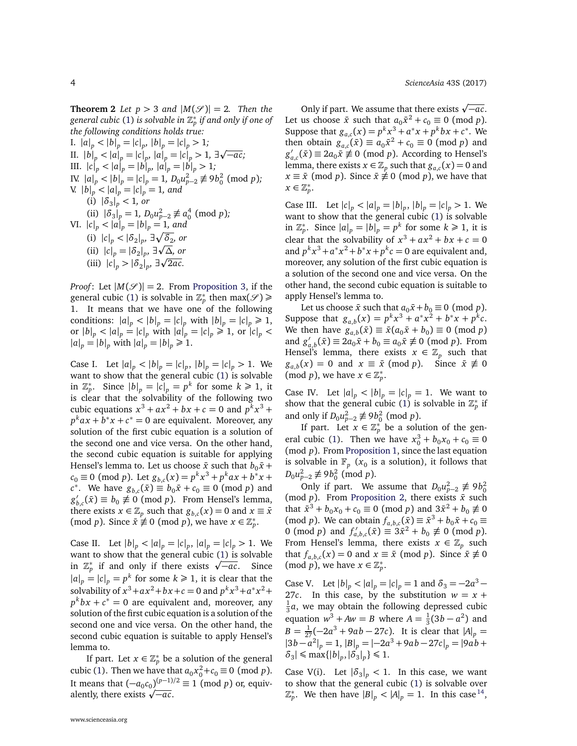**Theorem 2** *Let $p > 3$ and $|M(\mathscr{S})| = 2$. Then the general cubic (1) is solvable in $\mathbb{Z}_p^*$ if and only if one of the following conditions holds true:*

I. $|a|_p < |b|_p = |c|_p$, $|b|_p = |c|_p > 1$;

II. $|b|_p < |a|_p = |c|_p$, $|a|_p = |c|_p > 1$, $\exists\sqrt{-ac}$;

III. $|c|_p < |a|_p = |b|_p$, $|a|_p = |b|_p > 1$;

IV. $|a|_p < |b|_p = |c|_p = 1$, $D_0 u_{p-2}^2 \not\equiv 9b_0^2 \pmod{p}$;

V. $|b|_p < |a|_p = |c|_p = 1$, and

  (i) $|\delta_3|_p < 1$, or

  (ii) $|\delta_3|_p = 1$, $D_0 u_{p-2}^2 \not\equiv a_0^4 \pmod{p}$;

VI. $|c|_p < |a|_p = |b|_p = 1$, and

  (i) $|c|_p < |\delta_2|_p$, $\exists\sqrt{\delta_2}$, or

  (ii) $|c|_p = |\delta_2|_p$, $\exists\sqrt{\Delta}$, or

  (iii) $|c|_p > |\delta_2|_p$, $\exists\sqrt{2ac}$.

*Proof*: Let $|M(\mathscr{S})| = 2$. From Proposition 3, if the general cubic (1) is solvable in $\mathbb{Z}_p^*$ then $\max(\mathscr{S}) \geqslant 1$. It means that we have one of the following conditions: $|a|_p < |b|_p = |c|_p$ with $|b|_p = |c|_p \geqslant 1$, or $|b|_p < |a|_p = |c|_p$ with $|a|_p = |c|_p \geqslant 1$, or $|c|_p < |a|_p = |b|_p$ with $|a|_p = |b|_p \geqslant 1$.

Case I. Let $|a|_p < |b|_p = |c|_p$, $|b|_p = |c|_p > 1$. We want to show that the general cubic (1) is solvable in $\mathbb{Z}_p^*$. Since $|b|_p = |c|_p = p^k$ for some $k \geqslant 1$, it is clear that the solvability of the following two cubic equations $x^3 + ax^2 + bx + c = 0$ and $p^k x^3 + p^k ax + b^* x + c^* = 0$ are equivalent. Moreover, any solution of the first cubic equation is a solution of the second one and vice versa. On the other hand, the second cubic equation is suitable for applying Hensel's lemma to. Let us choose $\bar{x}$ such that $b_0\bar{x} + c_0 \equiv 0 \pmod{p}$. Let $g_{b,c}(x) = p^k x^3 + p^k ax + b^* x + c^*$. We have $g_{b,c}(\bar{x}) \equiv b_0\bar{x} + c_0 \equiv 0 \pmod{p}$ and $g'_{b,c}(\bar{x}) \equiv b_0 \not\equiv 0 \pmod{p}$. From Hensel's lemma, there exists $x \in \mathbb{Z}_p$ such that $g_{b,c}(x) = 0$ and $x \equiv \bar{x} \pmod{p}$. Since $\bar{x} \not\equiv 0 \pmod{p}$, we have $x \in \mathbb{Z}_p^*$.

Case II. Let $|b|_p < |a|_p = |c|_p$, $|a|_p = |c|_p > 1$. We want to show that the general cubic (1) is solvable in $\mathbb{Z}_p^*$ if and only if there exists $\sqrt{-ac}$. Since $|a|_p = |c|_p = p^k$ for some $k \geqslant 1$, it is clear that the solvability of $x^3 + ax^2 + bx + c = 0$ and $p^k x^3 + a^* x^2 + p^k bx + c^* = 0$ are equivalent and, moreover, any solution of the first cubic equation is a solution of the second one and vice versa. On the other hand, the second cubic equation is suitable to apply Hensel's lemma to.

If part. Let $x \in \mathbb{Z}_p^*$ be a solution of the general cubic (1). Then we have that $a_0 x_0^2 + c_0 \equiv 0 \pmod{p}$. It means that $(-a_0c_0)^{(p-1)/2} \equiv 1 \pmod{p}$ or, equivalently, there exists $\sqrt{-ac}$.

Only if part. We assume that there exists $\sqrt{-ac}$. Let us choose $\bar{x}$ such that $a_0\bar{x}^2 + c_0 \equiv 0 \pmod{p}$. Suppose that $g_{a,c}(x) = p^k x^3 + a^* x + p^k bx + c^*$. We then obtain $g_{a,c}(\bar{x}) \equiv a_0\bar{x}^2 + c_0 \equiv 0 \pmod{p}$ and $g'_{a,c}(\bar{x}) \equiv 2a_0\bar{x} \not\equiv 0 \pmod{p}$. According to Hensel's lemma, there exists $x \in \mathbb{Z}_p$ such that $g_{a,c}(x) = 0$ and $x \equiv \bar{x} \pmod{p}$. Since $\bar{x} \not\equiv 0 \pmod{p}$, we have that $x \in \mathbb{Z}_p^*$.

Case III. Let $|c|_p < |a|_p = |b|_p$, $|b|_p = |c|_p > 1$. We want to show that the general cubic (1) is solvable in $\mathbb{Z}_p^*$. Since $|a|_p = |b|_p = p^k$ for some $k \geqslant 1$, it is clear that the solvability of $x^3 + ax^2 + bx + c = 0$ and $p^k x^3 + a^* x^2 + b^* x + p^k c = 0$ are equivalent and, moreover, any solution of the first cubic equation is a solution of the second one and vice versa. On the other hand, the second cubic equation is suitable to apply Hensel's lemma to.

Let us choose $\bar{x}$ such that $a_0\bar{x} + b_0 \equiv 0 \pmod{p}$. Suppose that $g_{a,b}(x) = p^k x^3 + a^* x^2 + b^* x + p^k c$. We then have $g_{a,b}(\bar{x}) \equiv \bar{x}(a_0\bar{x} + b_0) \equiv 0 \pmod{p}$ and $g'_{a,b}(\bar{x}) \equiv 2a_0\bar{x} + b_0 \equiv a_0\bar{x} \not\equiv 0 \pmod{p}$. From Hensel's lemma, there exists $x \in \mathbb{Z}_p$ such that $g_{a,b}(x) = 0$ and $x \equiv \bar{x} \pmod{p}$. Since $\bar{x} \not\equiv 0 \pmod{p}$, we have $x \in \mathbb{Z}_p^*$.

Case IV. Let $|a|_p < |b|_p = |c|_p = 1$. We want to show that the general cubic (1) is solvable in $\mathbb{Z}_p^*$ if and only if $D_0 u_{p-2}^2 \not\equiv 9b_0^2 \pmod{p}$.

If part. Let $x \in \mathbb{Z}_p^*$ be a solution of the general cubic (1). Then we have $x_0^3 + b_0x_0 + c_0 \equiv 0 \pmod{p}$. From Proposition 1, since the last equation is solvable in $\mathbb{F}_p$ ($x_0$ is a solution), it follows that $D_0 u_{p-2}^2 \not\equiv 9b_0^2 \pmod{p}$.

Only if part. We assume that $D_0 u_{p-2}^2 \not\equiv 9b_0^2 \pmod{p}$. From Proposition 2, there exists $\bar{x}$ such that $\bar{x}^3 + b_0x_0 + c_0 \equiv 0 \pmod{p}$ and $3\bar{x}^2 + b_0 \not\equiv 0 \pmod{p}$. We can obtain $f_{a,b,c}(\bar{x}) \equiv \bar{x}^3 + b_0\bar{x} + c_0 \equiv 0 \pmod{p}$ and $f'_{a,b,c}(\bar{x}) \equiv 3\bar{x}^2 + b_0 \not\equiv 0 \pmod{p}$. From Hensel's lemma, there exists $x \in \mathbb{Z}_p$ such that $f_{a,b,c}(x) = 0$ and $x \equiv \bar{x} \pmod{p}$. Since $\bar{x} \not\equiv 0 \pmod{p}$, we have $x \in \mathbb{Z}_p^*$.

Case V. Let $|b|_p < |a|_p = |c|_p = 1$ and $\delta_3 = -2a^3 - 27c$. In this case, by the substitution $w = x + \frac{1}{3}a$, we may obtain the following depressed cubic equation $w^3 + Aw = B$ where $A = \frac{1}{3}(3b - a^2)$ and $B = \frac{1}{27}(-2a^3 + 9ab - 27c)$. It is clear that $|A|_p = |3b - a^2|_p = 1$, $|B|_p = |-2a^3 + 9ab - 27c|_p = |9ab + \delta_3| \leqslant \max\{|b|_p, |\delta_3|_p\} \leqslant 1$.

Case V(i). Let $|\delta_3|_p < 1$. In this case, we want to show that the general cubic (1) is solvable over $\mathbb{Z}_p^*$. We then have $|B|_p < |A|_p = 1$. In this case[14],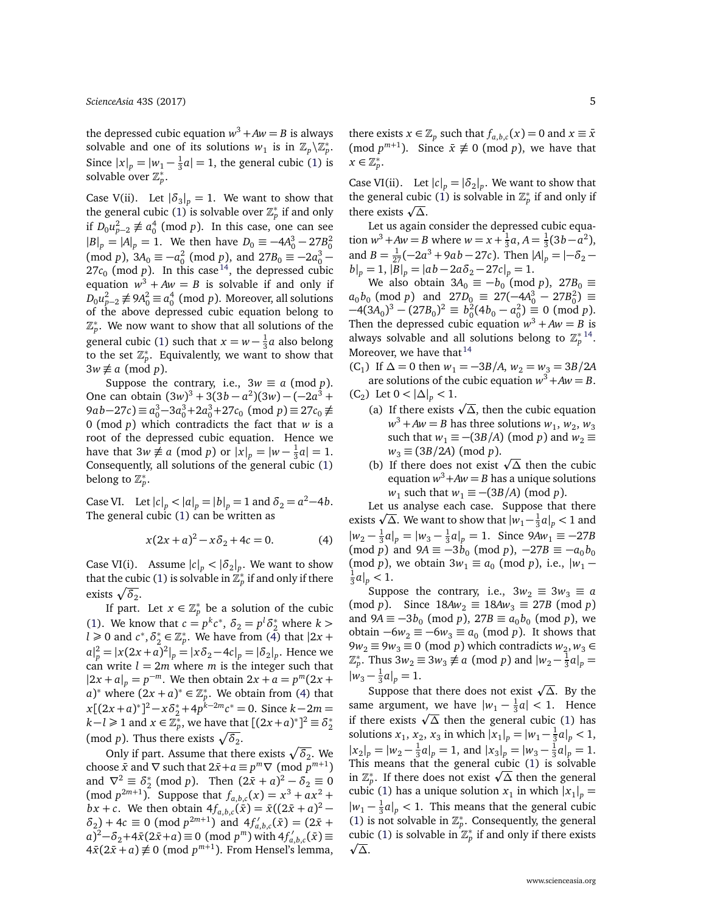the depressed cubic equation $w^3 + Aw = B$ is always solvable and one of its solutions $w_1$ is in $\mathbb{Z}_p \backslash \mathbb{Z}_p^*$. Since $|x|_p = |w_1 - \frac{1}{3}a| = 1$, the general cubic (1) is solvable over $\mathbb{Z}_p^*$.

Case V(ii). Let $|\delta_3|_p = 1$. We want to show that the general cubic (1) is solvable over $\mathbb{Z}_p^*$ if and only if $D_0 u_{p-2}^2 \not\equiv a_0^4 \pmod{p}$. In this case, one can see $|B|_p = |A|_p = 1$. We then have $D_0 \equiv -4A_0^3 - 27B_0^2 \pmod{p}$, $3A_0 \equiv -a_0^2 \pmod{p}$, and $27B_0 \equiv -2a_0^3 - 27c_0 \pmod{p}$. In this case[14], the depressed cubic equation $w^3 + Aw = B$ is solvable if and only if $D_0 u_{p-2}^2 \not\equiv 9A_0^2 \equiv a_0^4 \pmod{p}$. Moreover, all solutions of the above depressed cubic equation belong to $\mathbb{Z}_p^*$. We now want to show that all solutions of the general cubic (1) such that $x = w - \frac{1}{3}a$ also belong to the set $\mathbb{Z}_p^*$. Equivalently, we want to show that $3w \not\equiv a \pmod{p}$.

Suppose the contrary, i.e., $3w \equiv a \pmod{p}$. One can obtain $(3w)^3 + 3(3b - a^2)(3w) - (-2a^3 + 9ab - 27c) \equiv a_0^3 - 3a_0^3 + 2a_0^3 + 27c_0 \pmod{p} \equiv 27c_0 \not\equiv 0 \pmod{p}$ which contradicts the fact that $w$ is a root of the depressed cubic equation. Hence we have that $3w \not\equiv a \pmod{p}$ or $|x|_p = |w - \frac{1}{3}a| = 1$. Consequently, all solutions of the general cubic (1) belong to $\mathbb{Z}_p^*$.

Case VI. Let $|c|_p < |a|_p = |b|_p = 1$ and $\delta_2 = a^2 - 4b$. The general cubic (1) can be written as

$$x(2x + a)^2 - x\delta_2 + 4c = 0. \qquad (4)$$

Case VI(i). Assume $|c|_p < |\delta_2|_p$. We want to show that the cubic (1) is solvable in $\mathbb{Z}_p^*$ if and only if there exists $\sqrt{\delta_2}$.

If part. Let $x \in \mathbb{Z}_p^*$ be a solution of the cubic (1). We know that $c = p^k c^*$, $\delta_2 = p^l \delta_2^*$ where $k > l \geqslant 0$ and $c^*, \delta_2^* \in \mathbb{Z}_p^*$. We have from (4) that $|2x + a|_p^2 = |x(2x + a)^2|_p = |x\delta_2 - 4c|_p = |\delta_2|_p$. Hence we can write $l = 2m$ where $m$ is the integer such that $|2x + a|_p = p^{-m}$. We then obtain $2x + a = p^m(2x + a)^*$ where $(2x + a)^* \in \mathbb{Z}_p^*$. We obtain from (4) that $x[(2x+a)^*]^2 - x\delta_2^* + 4p^{k-2m}c^* = 0$. Since $k - 2m = k - l \geqslant 1$ and $x \in \mathbb{Z}_p^*$, we have that $[(2x+a)^*]^2 \equiv \delta_2^* \pmod{p}$. Thus there exists $\sqrt{\delta_2}$.

Only if part. Assume that there exists $\sqrt{\delta_2}$. We choose $\bar{x}$ and $\nabla$ such that $2\bar{x} + a \equiv p^m \nabla \pmod{p^{m+1}}$ and $\nabla^2 \equiv \delta_2^* \pmod{p}$. Then $(2\bar{x} + a)^2 - \delta_2 \equiv 0 \pmod{p^{2m+1}}$. Suppose that $f_{a,b,c}(x) = x^3 + ax^2 + bx + c$. We then obtain $4f_{a,b,c}(\bar{x}) = \bar{x}((2\bar{x} + a)^2 - \delta_2) + 4c \equiv 0 \pmod{p^{2m+1}}$ and $4f'_{a,b,c}(\bar{x}) = (2\bar{x} + a)^2 - \delta_2 + 4\bar{x}(2\bar{x} + a) \equiv 0 \pmod{p^m}$ with $4f'_{a,b,c}(\bar{x}) \equiv 4\bar{x}(2\bar{x} + a) \not\equiv 0 \pmod{p^{m+1}}$. From Hensel's lemma, there exists $x \in \mathbb{Z}_p$ such that $f_{a,b,c}(x) = 0$ and $x \equiv \bar{x} \pmod{p^{m+1}}$. Since $\bar{x} \not\equiv 0 \pmod{p}$, we have that $x \in \mathbb{Z}_p^*$.

Case VI(ii). Let $|c|_p = |\delta_2|_p$. We want to show that the general cubic (1) is solvable in $\mathbb{Z}_p^*$ if and only if there exists $\sqrt{\Delta}$.

Let us again consider the depressed cubic equation $w^3 + Aw = B$ where $w = x + \frac{1}{3}a$, $A = \frac{1}{3}(3b - a^2)$, and $B = \frac{1}{27}(-2a^3 + 9ab - 27c)$. Then $|A|_p = |-\delta_2 - b|_p = 1$, $|B|_p = |ab - 2a\delta_2 - 27c|_p = 1$.

We also obtain $3A_0 \equiv -b_0 \pmod{p}$, $27B_0 \equiv a_0 b_0 \pmod{p}$ and $27D_0 \equiv 27(-4A_0^3 - 27B_0^2) \equiv -4(3A_0)^3 - (27B_0)^2 \equiv b_0^2(4b_0 - a_0^2) \equiv 0 \pmod{p}$. Then the depressed cubic equation $w^3 + Aw = B$ is always solvable and all solutions belong to $\mathbb{Z}_p^*$[14]. Moreover, we have that[14]

($C_1$) If $\Delta = 0$ then $w_1 = -3B/A$, $w_2 = w_3 = 3B/2A$ are solutions of the cubic equation $w^3 + Aw = B$.

($C_2$) Let $0 < |\Delta|_p < 1$.

- (a) If there exists $\sqrt{\Delta}$, then the cubic equation $w^3 + Aw = B$ has three solutions $w_1$, $w_2$, $w_3$ such that $w_1 \equiv -(3B/A) \pmod{p}$ and $w_2 \equiv w_3 \equiv (3B/2A) \pmod{p}$.
- (b) If there does not exist $\sqrt{\Delta}$ then the cubic equation $w^3 + Aw = B$ has a unique solutions $w_1$ such that $w_1 \equiv -(3B/A) \pmod{p}$.

Let us analyse each case. Suppose that there exists $\sqrt{\Delta}$. We want to show that $|w_1 - \frac{1}{3}a|_p < 1$ and $|w_2 - \frac{1}{3}a|_p = |w_3 - \frac{1}{3}a|_p = 1$. Since $9Aw_1 \equiv -27B \pmod{p}$ and $9A \equiv -3b_0 \pmod{p}$, $-27B \equiv -a_0 b_0 \pmod{p}$, we obtain $3w_1 \equiv a_0 \pmod{p}$, i.e., $|w_1 - \frac{1}{3}a|_p < 1$.

Suppose the contrary, i.e., $3w_2 \equiv 3w_3 \equiv a \pmod{p}$. Since $18Aw_2 \equiv 18Aw_3 \equiv 27B \pmod{p}$ and $9A \equiv -3b_0 \pmod{p}$, $27B \equiv a_0 b_0 \pmod{p}$, we obtain $-6w_2 \equiv -6w_3 \equiv a_0 \pmod{p}$. It shows that $9w_2 \equiv 9w_3 \equiv 0 \pmod{p}$ which contradicts $w_2, w_3 \in \mathbb{Z}_p^*$. Thus $3w_2 \equiv 3w_3 \not\equiv a \pmod{p}$ and $|w_2 - \frac{1}{3}a|_p = |w_3 - \frac{1}{3}a|_p = 1$.

Suppose that there does not exist $\sqrt{\Delta}$. By the same argument, we have $|w_1 - \frac{1}{3}a|_p < 1$. Hence if there exists $\sqrt{\Delta}$ then the general cubic (1) has solutions $x_1$, $x_2$, $x_3$ in which $|x_1|_p = |w_1 - \frac{1}{3}a|_p < 1$, $|x_2|_p = |w_2 - \frac{1}{3}a|_p = 1$, and $|x_3|_p = |w_3 - \frac{1}{3}a|_p = 1$. This means that the general cubic (1) is solvable in $\mathbb{Z}_p^*$. If there does not exist $\sqrt{\Delta}$ then the general cubic (1) has a unique solution $x_1$ in which $|x_1|_p = |w_1 - \frac{1}{3}a|_p < 1$. This means that the general cubic (1) is not solvable in $\mathbb{Z}_p^*$. Consequently, the general cubic (1) is solvable in $\mathbb{Z}_p^*$ if and only if there exists $\sqrt{\Delta}$.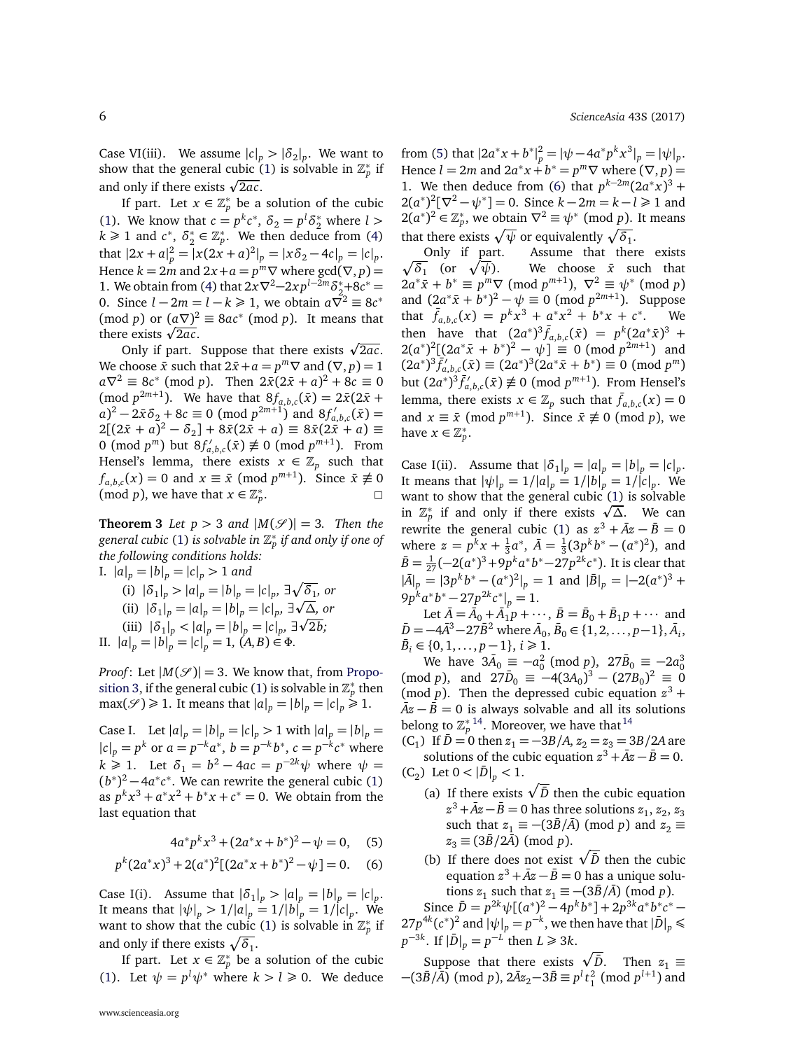Case VI(iii). We assume $|c|_p > |\delta_2|_p$. We want to show that the general cubic (1) is solvable in $\mathbb{Z}_p^*$ if and only if there exists $\sqrt{2ac}$.

If part. Let $x \in \mathbb{Z}_p^*$ be a solution of the cubic (1). We know that $c = p^k c^*$, $\delta_2 = p^l \delta_2^*$ where $l > k \geqslant 1$ and $c^*$, $\delta_2^* \in \mathbb{Z}_p^*$. We then deduce from (4) that $|2x+a|_p^2 = |x(2x+a)^2|_p = |x\delta_2 - 4c|_p = |c|_p$. Hence $k = 2m$ and $2x + a = p^m \nabla$ where $\gcd(\nabla, p) = 1$. We obtain from (4) that $2x\nabla^2 - 2xp^{l-2m}\delta_2^* + 8c^* = 0$. Since $l - 2m = l - k \geqslant 1$, we obtain $a\nabla^2 \equiv 8c^* \pmod p$ or $(a\nabla)^2 \equiv 8ac^* \pmod p$. It means that there exists $\sqrt{2ac}$.

Only if part. Suppose that there exists $\sqrt{2ac}$. We choose $\bar{x}$ such that $2\bar{x} + a = p^m \nabla$ and $(\nabla, p) = 1$ $a\nabla^2 \equiv 8c^* \pmod p$. Then $2\bar{x}(2\bar{x}+a)^2 + 8c \equiv 0 \pmod{p^{2m+1}}$. We have that $8f_{a,b,c}(\bar{x}) = 2\bar{x}(2\bar{x}+a)^2 - 2\bar{x}\delta_2 + 8c \equiv 0 \pmod{p^{2m+1}}$ and $8f'_{a,b,c}(\bar{x}) = 2[(2\bar{x}+a)^2 - \delta_2] + 8\bar{x}(2\bar{x}+a) \equiv 8\bar{x}(2\bar{x}+a) \equiv 0 \pmod{p^m}$ but $8f'_{a,b,c}(\bar{x}) \not\equiv 0 \pmod{p^{m+1}}$. From Hensel's lemma, there exists $x \in \mathbb{Z}_p$ such that $f_{a,b,c}(x) = 0$ and $x \equiv \bar{x} \pmod{p^{m+1}}$. Since $\bar{x} \not\equiv 0 \pmod p$, we have that $x \in \mathbb{Z}_p^*$. □

**Theorem 3** *Let $p > 3$ and $|M(\mathscr{S})| = 3$. Then the general cubic (1) is solvable in $\mathbb{Z}_p^*$ if and only if one of the following conditions holds:*

I. $|a|_p = |b|_p = |c|_p > 1$ *and*

(i) $|\delta_1|_p > |a|_p = |b|_p = |c|_p$, $\exists\sqrt{\delta_1}$, *or*

(ii) $|\delta_1|_p = |a|_p = |b|_p = |c|_p$, $\exists\sqrt{\Delta}$, *or*

(iii) $|\delta_1|_p < |a|_p = |b|_p = |c|_p$, $\exists\sqrt{2b}$;

II. $|a|_p = |b|_p = |c|_p = 1$, $(A, B) \in \Phi$.

*Proof*: Let $|M(\mathscr{S})| = 3$. We know that, from Proposition 3, if the general cubic (1) is solvable in $\mathbb{Z}_p^*$ then $\max(\mathscr{S}) \geqslant 1$. It means that $|a|_p = |b|_p = |c|_p \geqslant 1$.

Case I. Let $|a|_p = |b|_p = |c|_p > 1$ with $|a|_p = |b|_p = |c|_p = p^k$ or $a = p^{-k}a^*$, $b = p^{-k}b^*$, $c = p^{-k}c^*$ where $k \geqslant 1$. Let $\delta_1 = b^2 - 4ac = p^{-2k}\psi$ where $\psi = (b^*)^2 - 4a^*c^*$. We can rewrite the general cubic (1) as $p^k x^3 + a^* x^2 + b^* x + c^* = 0$. We obtain from the last equation that

$$4a^* p^k x^3 + (2a^* x + b^*)^2 - \psi = 0, \quad (5)$$

$$p^k (2a^* x)^3 + 2(a^*)^2[(2a^* x + b^*)^2 - \psi] = 0. \quad (6)$$

Case I(i). Assume that $|\delta_1|_p > |a|_p = |b|_p = |c|_p$. It means that $|\psi|_p > 1/|a|_p = 1/|b|_p = 1/|c|_p$. We want to show that the cubic (1) is solvable in $\mathbb{Z}_p^*$ if and only if there exists $\sqrt{\delta_1}$.

If part. Let $x \in \mathbb{Z}_p^*$ be a solution of the cubic (1). Let $\psi = p^l \psi^*$ where $k > l \geqslant 0$. We deduce from (5) that $|2a^* x + b^*|_p^2 = |\psi - 4a^* p^k x^3|_p = |\psi|_p$. Hence $l = 2m$ and $2a^* x + b^* = p^m \nabla$ where $(\nabla, p) = 1$. We then deduce from (6) that $p^{k-2m}(2a^* x)^3 + 2(a^*)^2[\nabla^2 - \psi^*] = 0$. Since $k - 2m = k - l \geqslant 1$ and $2(a^*)^2 \in \mathbb{Z}_p^*$, we obtain $\nabla^2 \equiv \psi^* \pmod p$. It means that there exists $\sqrt{\psi}$ or equivalently $\sqrt{\delta_1}$.

Only if part. Assume that there exists $\sqrt{\delta_1}$ (or $\sqrt{\psi}$). We choose $\bar{x}$ such that $2a^*\bar{x} + b^* = p^m \nabla \pmod{p^{m+1}}$, $\nabla^2 \equiv \psi^* \pmod p$ and $(2a^*\bar{x} + b^*)^2 - \psi \equiv 0 \pmod{p^{2m+1}}$. Suppose that $\bar{f}_{a,b,c}(x) = p^k x^3 + a^* x^2 + b^* x + c^*$. We then have that $(2a^*)^3 \bar{f}_{a,b,c}(\bar{x}) = p^k (2a^*\bar{x})^3 + 2(a^*)^2[(2a^*\bar{x} + b^*)^2 - \psi] \equiv 0 \pmod{p^{2m+1}}$ and $(2a^*)^3 \bar{f}'_{a,b,c}(\bar{x}) \equiv (2a^*)^3(2a^*\bar{x} + b^*) \equiv 0 \pmod{p^m}$ but $(2a^*)^3 \bar{f}'_{a,b,c}(\bar{x}) \not\equiv 0 \pmod{p^{m+1}}$. From Hensel's lemma, there exists $x \in \mathbb{Z}_p$ such that $\bar{f}_{a,b,c}(x) = 0$ and $x \equiv \bar{x} \pmod{p^{m+1}}$. Since $\bar{x} \not\equiv 0 \pmod p$, we have $x \in \mathbb{Z}_p^*$.

Case I(ii). Assume that $|\delta_1|_p = |a|_p = |b|_p = |c|_p$. It means that $|\psi|_p = 1/|a|_p = 1/|b|_p = 1/|c|_p$. We want to show that the general cubic (1) is solvable in $\mathbb{Z}_p^*$ if and only if there exists $\sqrt{\Delta}$. We can rewrite the general cubic (1) as $z^3 + \bar{A}z - \bar{B} = 0$ where $z = p^k x + \frac{1}{3}a^*$, $\bar{A} = \frac{1}{3}(3p^k b^* - (a^*)^2)$, and $\bar{B} = \frac{1}{27}(-2(a^*)^3 + 9p^k a^* b^* - 27p^{2k}c^*)$. It is clear that $|\bar{A}|_p = |3p^k b^* - (a^*)^2|_p = 1$ and $|\bar{B}|_p = |-2(a^*)^3 + 9p^k a^* b^* - 27p^{2k}c^*|_p = 1$.

Let $\bar{A} = \bar{A}_0 + \bar{A}_1 p + \cdots$, $\bar{B} = \bar{B}_0 + \bar{B}_1 p + \cdots$ and $\bar{D} = -4\bar{A}^3 - 27\bar{B}^2$ where $\bar{A}_0, \bar{B}_0 \in \{1, 2, \ldots, p-1\}$, $\bar{A}_i$, $\bar{B}_i \in \{0, 1, \ldots, p-1\}$, $i \geqslant 1$.

We have $3\bar{A}_0 \equiv -a_0^2 \pmod p$, $27\bar{B}_0 \equiv -2a_0^3 \pmod p$, and $27\bar{D}_0 \equiv -4(3A_0)^3 - (27B_0)^2 \equiv 0 \pmod p$. Then the depressed cubic equation $z^3 + \bar{A}z - \bar{B} = 0$ is always solvable and all its solutions belong to $\mathbb{Z}_p^*$ [14]. Moreover, we have that [14]

($C_1$) If $\bar{D} = 0$ then $z_1 = -3B/A$, $z_2 = z_3 = 3B/2A$ are solutions of the cubic equation $z^3 + \bar{A}z - \bar{B} = 0$.

($C_2$) Let $0 < |\bar{D}|_p < 1$.

(a) If there exists $\sqrt{\bar{D}}$ then the cubic equation $z^3 + \bar{A}z - \bar{B} = 0$ has three solutions $z_1$, $z_2$, $z_3$ such that $z_1 \equiv -(3\bar{B}/\bar{A}) \pmod p$ and $z_2 \equiv z_3 \equiv (3\bar{B}/2\bar{A}) \pmod p$.

(b) If there does not exist $\sqrt{\bar{D}}$ then the cubic equation $z^3 + \bar{A}z - \bar{B} = 0$ has a unique solutions $z_1$ such that $z_1 \equiv -(3\bar{B}/\bar{A}) \pmod p$.

Since $\bar{D} = p^{2k}\psi[(a^*)^2 - 4p^k b^*] + 2p^{3k}a^* b^* c^* - 27p^{4k}(c^*)^2$ and $|\psi|_p = p^{-k}$, we then have that $|\bar{D}|_p \leqslant p^{-3k}$. If $|\bar{D}|_p = p^{-L}$ then $L \geqslant 3k$.

Suppose that there exists $\sqrt{\bar{D}}$. Then $z_1 \equiv -(3\bar{B}/\bar{A}) \pmod p$, $2\bar{A}z_2 - 3\bar{B} \equiv p^l t_1^2 \pmod{p^{l+1}}$ and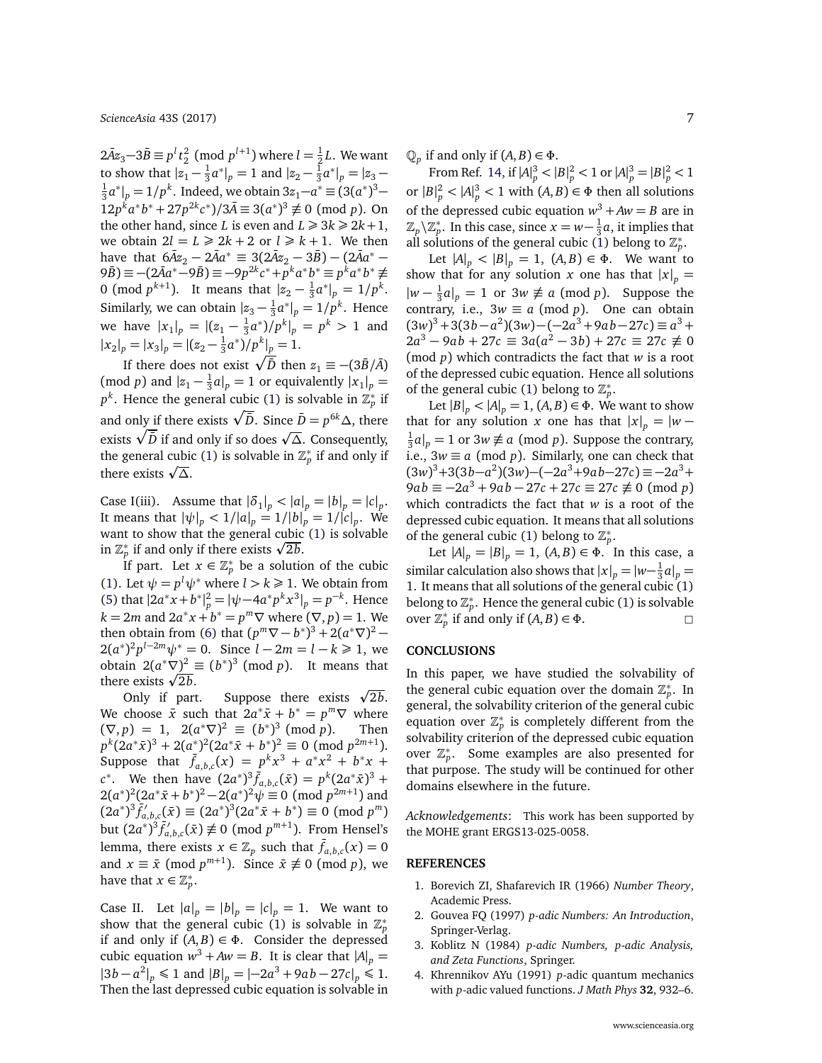$2\bar{A}z_3 - 3\bar{B} \equiv p^l t_2^2 \pmod{p^{l+1}}$ where $l = \frac{1}{2}L$. We want to show that $|z_1 - \frac{1}{3}a^*|_p = 1$ and $|z_2 - \frac{1}{3}a^*|_p = |z_3 - \frac{1}{3}a^*|_p = 1/p^k$. Indeed, we obtain $3z_1 - a^* \equiv (3(a^*)^3 - 12p^k a^* b^* + 27p^{2k}c^*)/3\bar{A} \equiv 3(a^*)^3 \not\equiv 0 \pmod p$. On the other hand, since $L$ is even and $L \geqslant 3k \geqslant 2k+1$, we obtain $2l = L \geqslant 2k+2$ or $l \geqslant k+1$. We then have that $6\bar{A}z_2 - 2\bar{A}a^* \equiv 3(2\bar{A}z_2 - 3\bar{B}) - (2\bar{A}a^* - 9\bar{B}) \equiv -(2\bar{A}a^* - 9\bar{B}) \equiv -9p^{2k}c^* + p^k a^* b^* \equiv p^k a^* b^* \not\equiv 0 \pmod{p^{k+1}}$. It means that $|z_2 - \frac{1}{3}a^*|_p = 1/p^k$. Similarly, we can obtain $|z_3 - \frac{1}{3}a^*|_p = 1/p^k$. Hence we have $|x_1|_p = |(z_1 - \frac{1}{3}a^*)/p^k|_p = p^k > 1$ and $|x_2|_p = |x_3|_p = |(z_2 - \frac{1}{3}a^*)/p^k|_p = 1$.

If there does not exist $\sqrt{\bar{D}}$ then $z_1 \equiv -(3\bar{B}/\bar{A}) \pmod p$ and $|z_1 - \frac{1}{3}a|_p = 1$ or equivalently $|x_1|_p = p^k$. Hence the general cubic (1) is solvable in $\mathbb{Z}_p^*$ if and only if there exists $\sqrt{\bar{D}}$. Since $\bar{D} = p^{6k}\Delta$, there exists $\sqrt{\bar{D}}$ if and only if so does $\sqrt{\Delta}$. Consequently, the general cubic (1) is solvable in $\mathbb{Z}_p^*$ if and only if there exists $\sqrt{\Delta}$.

Case I(iii). Assume that $|\delta_1|_p < |a|_p = |b|_p = |c|_p$. It means that $|\psi|_p < 1/|a|_p = 1/|b|_p = 1/|c|_p$. We want to show that the general cubic (1) is solvable in $\mathbb{Z}_p^*$ if and only if there exists $\sqrt{2b}$.

If part. Let $x \in \mathbb{Z}_p^*$ be a solution of the cubic (1). Let $\psi = p^l \psi^*$ where $l > k \geqslant 1$. We obtain from (5) that $|2a^*x + b^*|_p^2 = |\psi - 4a^*p^k x^3|_p = p^{-k}$. Hence $k = 2m$ and $2a^*x + b^* = p^m \nabla$ where $(\nabla, p) = 1$. We then obtain from (6) that $(p^m\nabla - b^*)^3 + 2(a^*\nabla)^2 - 2(a^*)^2 p^{l-2m}\psi^* = 0$. Since $l - 2m = l - k \geqslant 1$, we obtain $2(a^*\nabla)^2 \equiv (b^*)^3 \pmod p$. It means that there exists $\sqrt{2b}$.

Only if part. Suppose there exists $\sqrt{2b}$. We choose $\bar{x}$ such that $2a^*\bar{x} + b^* = p^m\nabla$ where $(\nabla, p) = 1$, $2(a^*\nabla)^2 \equiv (b^*)^3 \pmod p$. Then $p^k(2a^*\bar{x})^3 + 2(a^*)^2(2a^*\bar{x} + b^*)^2 \equiv 0 \pmod{p^{2m+1}}$. Suppose that $\bar{f}_{a,b,c}(x) = p^k x^3 + a^* x^2 + b^* x + c^*$. We then have $(2a^*)^3 \bar{f}_{a,b,c}(\bar{x}) = p^k(2a^*\bar{x})^3 + 2(a^*)^2(2a^*\bar{x} + b^*)^2 - 2(a^*)^2\psi \equiv 0 \pmod{p^{2m+1}}$ and $(2a^*)^3 \bar{f}'_{a,b,c}(\bar{x}) \equiv (2a^*)^3(2a^*\bar{x} + b^*) \equiv 0 \pmod{p^m}$ but $(2a^*)^3 \bar{f}'_{a,b,c}(\bar{x}) \not\equiv 0 \pmod{p^{m+1}}$. From Hensel's lemma, there exists $x \in \mathbb{Z}_p$ such that $\bar{f}_{a,b,c}(x) = 0$ and $x \equiv \bar{x} \pmod{p^{m+1}}$. Since $\bar{x} \not\equiv 0 \pmod p$, we have that $x \in \mathbb{Z}_p^*$.

Case II. Let $|a|_p = |b|_p = |c|_p = 1$. We want to show that the general cubic (1) is solvable in $\mathbb{Z}_p^*$ if and only if $(A, B) \in \Phi$. Consider the depressed cubic equation $w^3 + Aw = B$. It is clear that $|A|_p = |3b - a^2|_p \leqslant 1$ and $|B|_p = |-2a^3 + 9ab - 27c|_p \leqslant 1$. Then the last depressed cubic equation is solvable in $\mathbb{Q}_p$ if and only if $(A, B) \in \Phi$.

From Ref. 14, if $|A|_p^3 < |B|_p^2 < 1$ or $|A|_p^3 = |B|_p^2 < 1$ or $|B|_p^2 < |A|_p^3 < 1$ with $(A, B) \in \Phi$ then all solutions of the depressed cubic equation $w^3 + Aw = B$ are in $\mathbb{Z}_p \setminus \mathbb{Z}_p^*$. In this case, since $x = w - \frac{1}{3}a$, it implies that all solutions of the general cubic (1) belong to $\mathbb{Z}_p^*$.

Let $|A|_p < |B|_p = 1$, $(A, B) \in \Phi$. We want to show that for any solution $x$ one has that $|x|_p = |w - \frac{1}{3}a|_p = 1$ or $3w \not\equiv a \pmod p$. Suppose the contrary, i.e., $3w \equiv a \pmod p$. One can obtain $(3w)^3 + 3(3b - a^2)(3w) - (-2a^3 + 9ab - 27c) \equiv a^3 + 2a^3 - 9ab + 27c \equiv 3a(a^2 - 3b) + 27c \equiv 27c \not\equiv 0 \pmod p$ which contradicts the fact that $w$ is a root of the depressed cubic equation. Hence all solutions of the general cubic (1) belong to $\mathbb{Z}_p^*$.

Let $|B|_p < |A|_p = 1$, $(A, B) \in \Phi$. We want to show that for any solution $x$ one has that $|x|_p = |w - \frac{1}{3}a|_p = 1$ or $3w \not\equiv a \pmod p$. Suppose the contrary, i.e., $3w \equiv a \pmod p$. Similarly, one can check that $(3w)^3 + 3(3b - a^2)(3w) - (-2a^3 + 9ab - 27c) \equiv -2a^3 + 9ab \equiv -2a^3 + 9ab - 27c + 27c \equiv 27c \not\equiv 0 \pmod p$ which contradicts the fact that $w$ is a root of the depressed cubic equation. It means that all solutions of the general cubic (1) belong to $\mathbb{Z}_p^*$.

Let $|A|_p = |B|_p = 1$, $(A, B) \in \Phi$. In this case, a similar calculation also shows that $|x|_p = |w - \frac{1}{3}a|_p = 1$. It means that all solutions of the general cubic (1) belong to $\mathbb{Z}_p^*$. Hence the general cubic (1) is solvable over $\mathbb{Z}_p^*$ if and only if $(A, B) \in \Phi$. □

## CONCLUSIONS

In this paper, we have studied the solvability of the general cubic equation over the domain $\mathbb{Z}_p^*$. In general, the solvability criterion of the general cubic equation over $\mathbb{Z}_p^*$ is completely different from the solvability criterion of the depressed cubic equation over $\mathbb{Z}_p^*$. Some examples are also presented for that purpose. The study will be continued for other domains elsewhere in the future.

*Acknowledgements*: This work has been supported by the MOHE grant ERGS13-025-0058.

## REFERENCES

1. Borevich ZI, Shafarevich IR (1966) *Number Theory*, Academic Press.
2. Gouvea FQ (1997) *p-adic Numbers: An Introduction*, Springer-Verlag.
3. Koblitz N (1984) *p-adic Numbers, p-adic Analysis, and Zeta Functions*, Springer.
4. Khrennikov AYu (1991) *p*-adic quantum mechanics with *p*-adic valued functions. *J Math Phys* **32**, 932–6.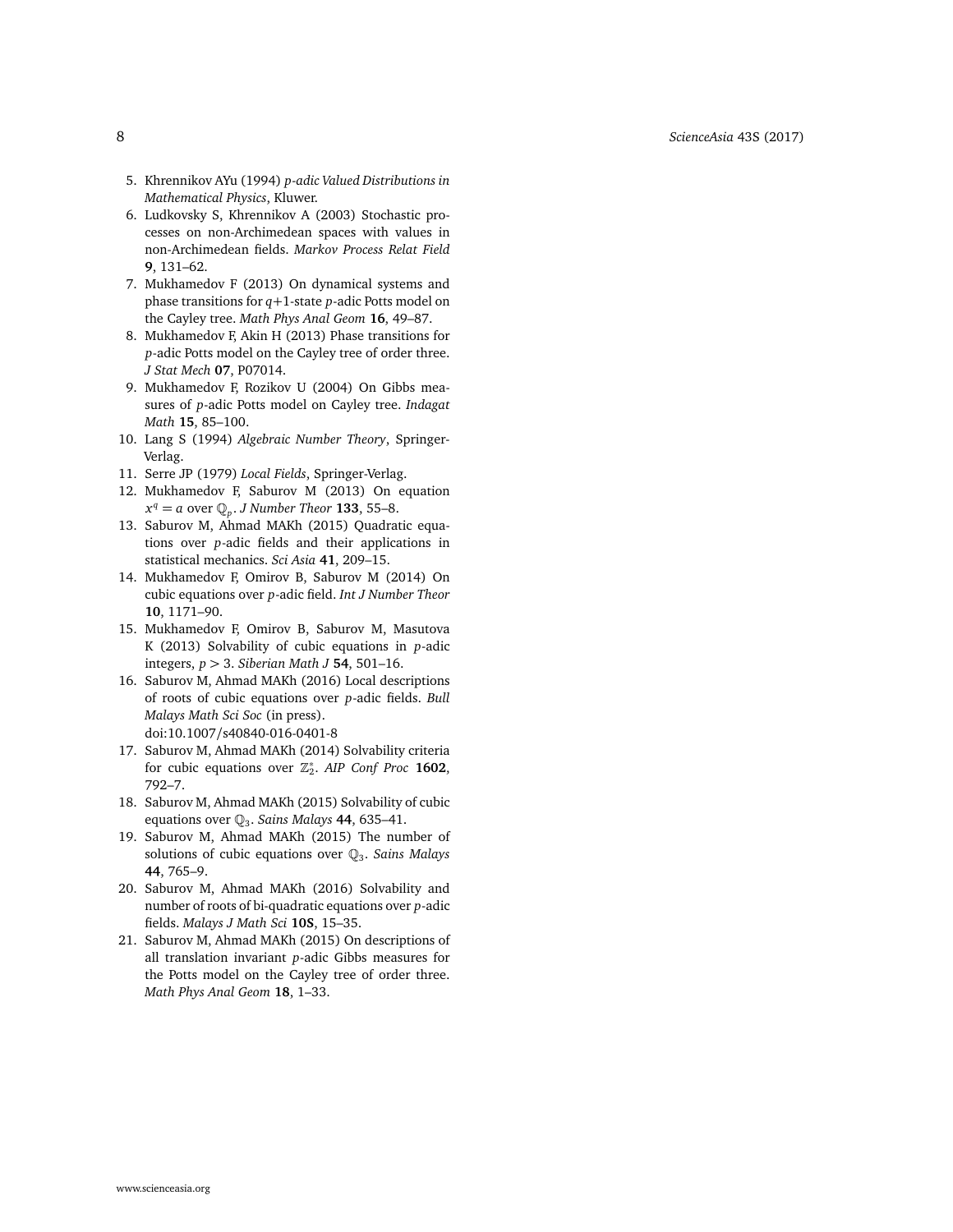5. Khrennikov AYu (1994) *p-adic Valued Distributions in Mathematical Physics*, Kluwer.
6. Ludkovsky S, Khrennikov A (2003) Stochastic processes on non-Archimedean spaces with values in non-Archimedean fields. *Markov Process Relat Field* **9**, 131–62.
7. Mukhamedov F (2013) On dynamical systems and phase transitions for $q+1$-state $p$-adic Potts model on the Cayley tree. *Math Phys Anal Geom* **16**, 49–87.
8. Mukhamedov F, Akin H (2013) Phase transitions for $p$-adic Potts model on the Cayley tree of order three. *J Stat Mech* **07**, P07014.
9. Mukhamedov F, Rozikov U (2004) On Gibbs measures of $p$-adic Potts model on Cayley tree. *Indagat Math* **15**, 85–100.
10. Lang S (1994) *Algebraic Number Theory*, Springer-Verlag.
11. Serre JP (1979) *Local Fields*, Springer-Verlag.
12. Mukhamedov F, Saburov M (2013) On equation $x^q = a$ over $\mathbb{Q}_p$. *J Number Theor* **133**, 55–8.
13. Saburov M, Ahmad MAKh (2015) Quadratic equations over $p$-adic fields and their applications in statistical mechanics. *Sci Asia* **41**, 209–15.
14. Mukhamedov F, Omirov B, Saburov M (2014) On cubic equations over $p$-adic field. *Int J Number Theor* **10**, 1171–90.
15. Mukhamedov F, Omirov B, Saburov M, Masutova K (2013) Solvability of cubic equations in $p$-adic integers, $p > 3$. *Siberian Math J* **54**, 501–16.
16. Saburov M, Ahmad MAKh (2016) Local descriptions of roots of cubic equations over $p$-adic fields. *Bull Malays Math Sci Soc* (in press). doi:10.1007/s40840-016-0401-8
17. Saburov M, Ahmad MAKh (2014) Solvability criteria for cubic equations over $\mathbb{Z}_2^*$. *AIP Conf Proc* **1602**, 792–7.
18. Saburov M, Ahmad MAKh (2015) Solvability of cubic equations over $\mathbb{Q}_3$. *Sains Malays* **44**, 635–41.
19. Saburov M, Ahmad MAKh (2015) The number of solutions of cubic equations over $\mathbb{Q}_3$. *Sains Malays* **44**, 765–9.
20. Saburov M, Ahmad MAKh (2016) Solvability and number of roots of bi-quadratic equations over $p$-adic fields. *Malays J Math Sci* **10S**, 15–35.
21. Saburov M, Ahmad MAKh (2015) On descriptions of all translation invariant $p$-adic Gibbs measures for the Potts model on the Cayley tree of order three. *Math Phys Anal Geom* **18**, 1–33.